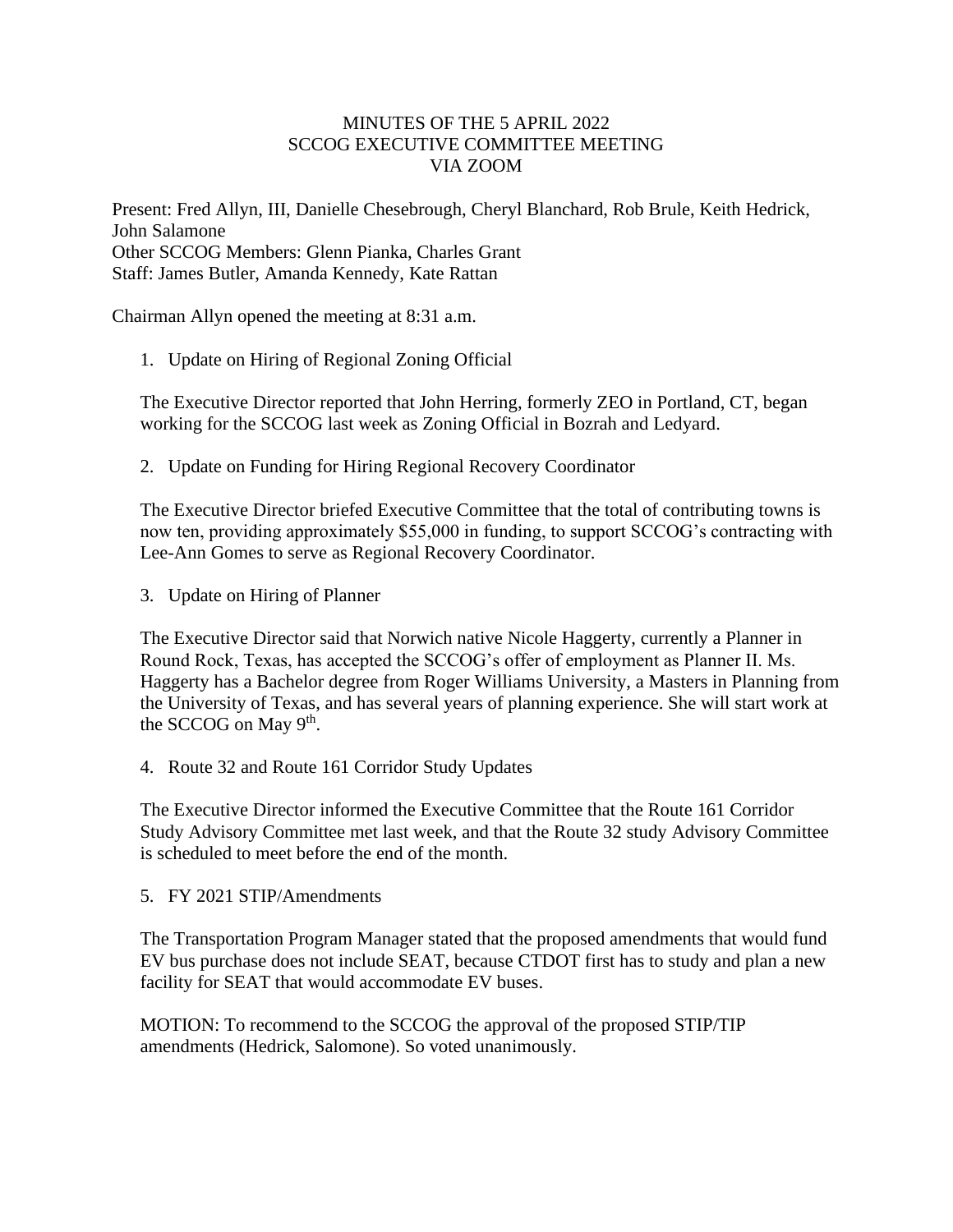# MINUTES OF THE 5 APRIL 2022
# SCCOG EXECUTIVE COMMITTEE MEETING
# VIA ZOOM

Present: Fred Allyn, III, Danielle Chesebrough, Cheryl Blanchard, Rob Brule, Keith Hedrick, John Salamone
Other SCCOG Members: Glenn Pianka, Charles Grant
Staff: James Butler, Amanda Kennedy, Kate Rattan

Chairman Allyn opened the meeting at 8:31 a.m.

1. Update on Hiring of Regional Zoning Official

   The Executive Director reported that John Herring, formerly ZEO in Portland, CT, began working for the SCCOG last week as Zoning Official in Bozrah and Ledyard.

2. Update on Funding for Hiring Regional Recovery Coordinator

   The Executive Director briefed Executive Committee that the total of contributing towns is now ten, providing approximately $55,000 in funding, to support SCCOG's contracting with Lee-Ann Gomes to serve as Regional Recovery Coordinator.

3. Update on Hiring of Planner

   The Executive Director said that Norwich native Nicole Haggerty, currently a Planner in Round Rock, Texas, has accepted the SCCOG's offer of employment as Planner II. Ms. Haggerty has a Bachelor degree from Roger Williams University, a Masters in Planning from the University of Texas, and has several years of planning experience. She will start work at the SCCOG on May 9th.

4. Route 32 and Route 161 Corridor Study Updates

   The Executive Director informed the Executive Committee that the Route 161 Corridor Study Advisory Committee met last week, and that the Route 32 study Advisory Committee is scheduled to meet before the end of the month.

5. FY 2021 STIP/Amendments

   The Transportation Program Manager stated that the proposed amendments that would fund EV bus purchase does not include SEAT, because CTDOT first has to study and plan a new facility for SEAT that would accommodate EV buses.

   MOTION: To recommend to the SCCOG the approval of the proposed STIP/TIP amendments (Hedrick, Salomone). So voted unanimously.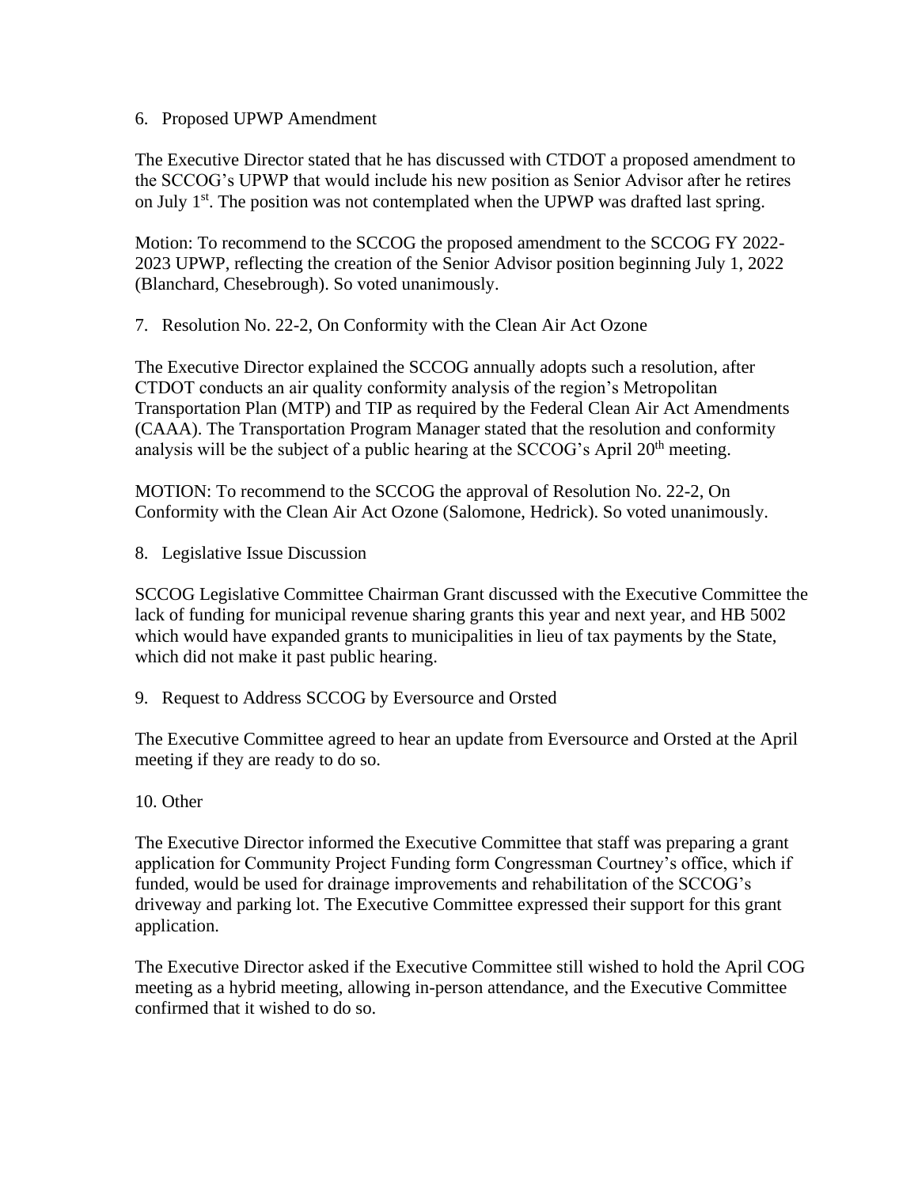6. Proposed UPWP Amendment

The Executive Director stated that he has discussed with CTDOT a proposed amendment to the SCCOG's UPWP that would include his new position as Senior Advisor after he retires on July 1st. The position was not contemplated when the UPWP was drafted last spring.

Motion: To recommend to the SCCOG the proposed amendment to the SCCOG FY 2022-2023 UPWP, reflecting the creation of the Senior Advisor position beginning July 1, 2022 (Blanchard, Chesebrough). So voted unanimously.

7. Resolution No. 22-2, On Conformity with the Clean Air Act Ozone

The Executive Director explained the SCCOG annually adopts such a resolution, after CTDOT conducts an air quality conformity analysis of the region's Metropolitan Transportation Plan (MTP) and TIP as required by the Federal Clean Air Act Amendments (CAAA). The Transportation Program Manager stated that the resolution and conformity analysis will be the subject of a public hearing at the SCCOG's April 20th meeting.

MOTION: To recommend to the SCCOG the approval of Resolution No. 22-2, On Conformity with the Clean Air Act Ozone (Salomone, Hedrick). So voted unanimously.

8. Legislative Issue Discussion

SCCOG Legislative Committee Chairman Grant discussed with the Executive Committee the lack of funding for municipal revenue sharing grants this year and next year, and HB 5002 which would have expanded grants to municipalities in lieu of tax payments by the State, which did not make it past public hearing.

9. Request to Address SCCOG by Eversource and Orsted

The Executive Committee agreed to hear an update from Eversource and Orsted at the April meeting if they are ready to do so.

10. Other

The Executive Director informed the Executive Committee that staff was preparing a grant application for Community Project Funding form Congressman Courtney's office, which if funded, would be used for drainage improvements and rehabilitation of the SCCOG's driveway and parking lot. The Executive Committee expressed their support for this grant application.

The Executive Director asked if the Executive Committee still wished to hold the April COG meeting as a hybrid meeting, allowing in-person attendance, and the Executive Committee confirmed that it wished to do so.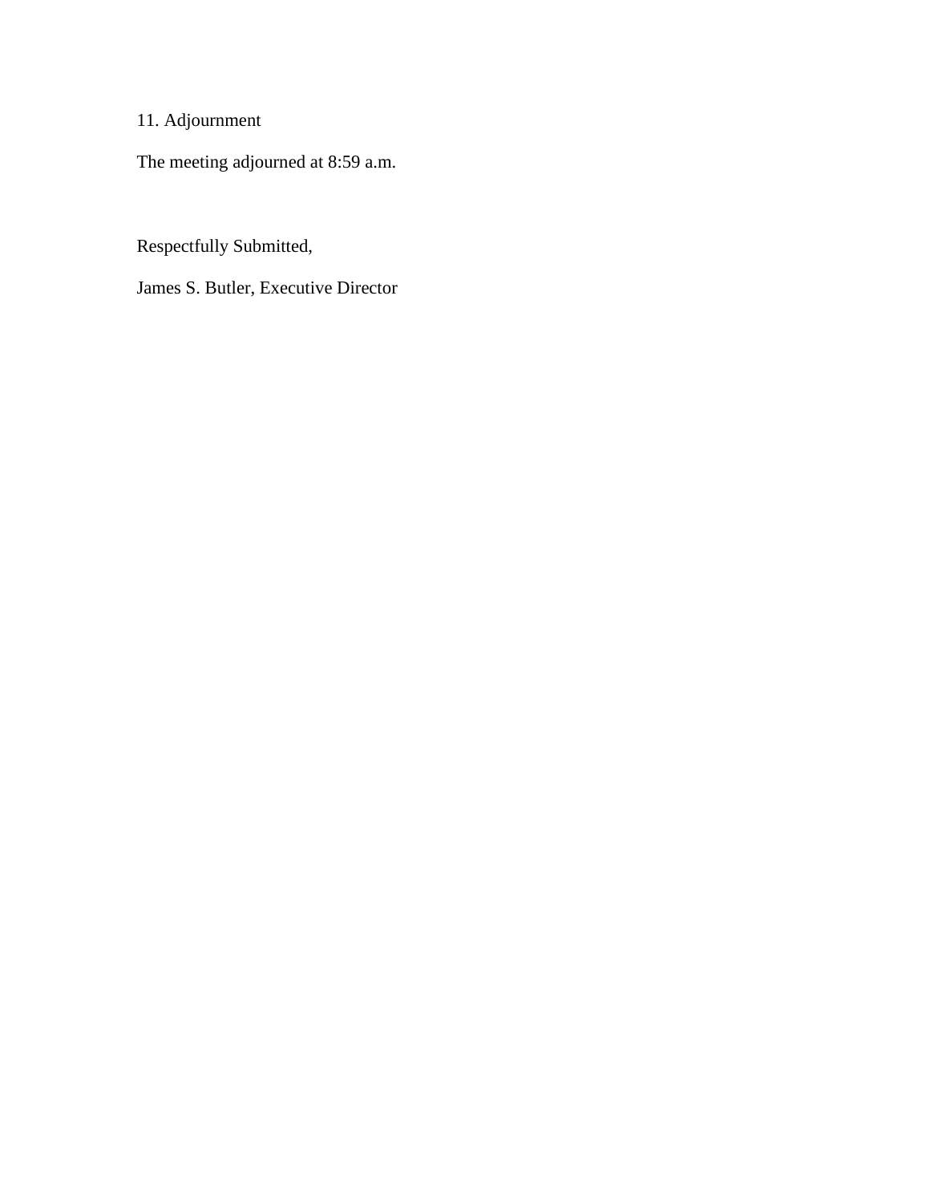11. Adjournment

The meeting adjourned at 8:59 a.m.

Respectfully Submitted,

James S. Butler, Executive Director